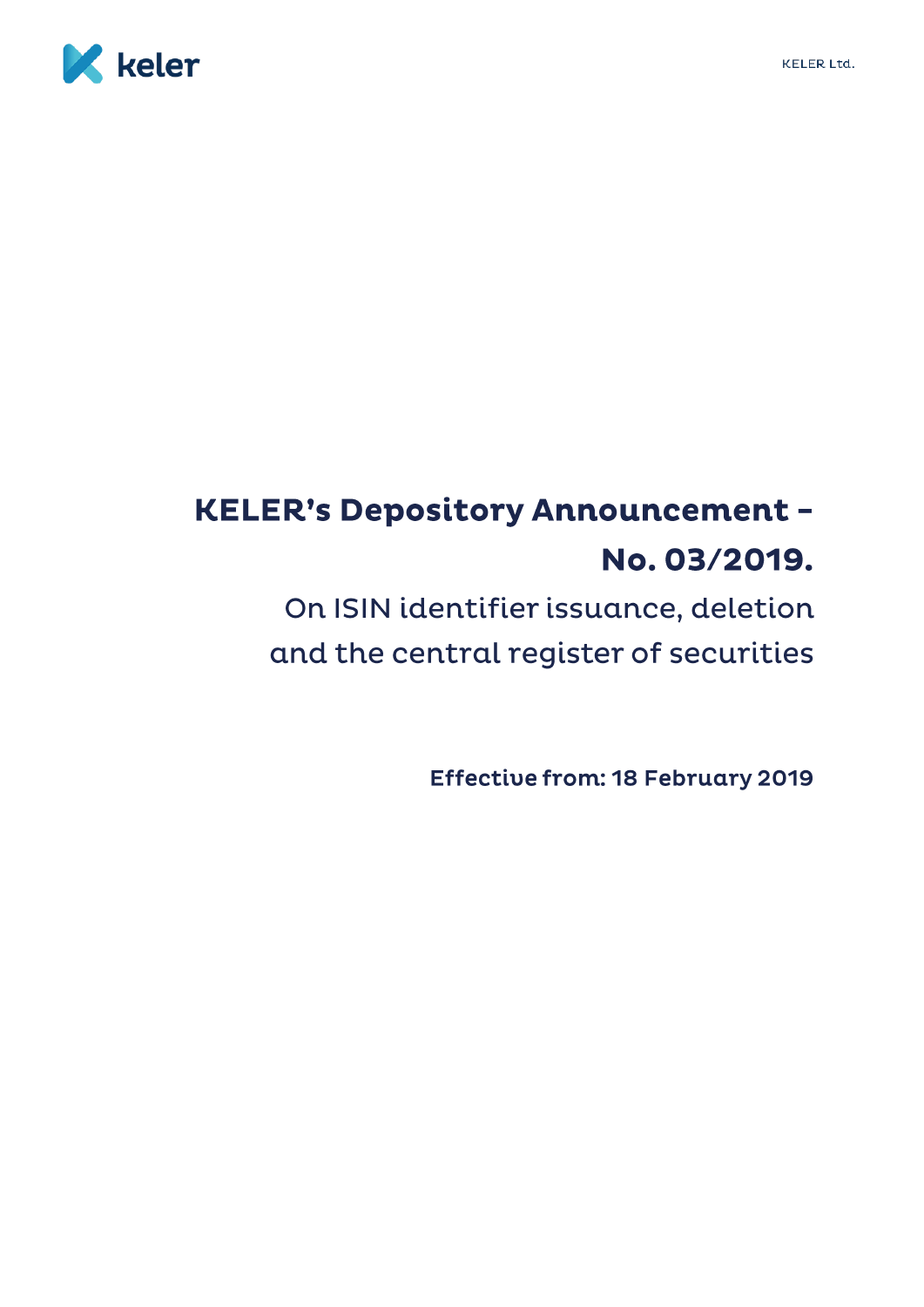# KELER's Depository Announcement – No. 03/2019.

## On ISIN identifier issuance, deletion and the central register of securities

**Effective from: 18 February 2019**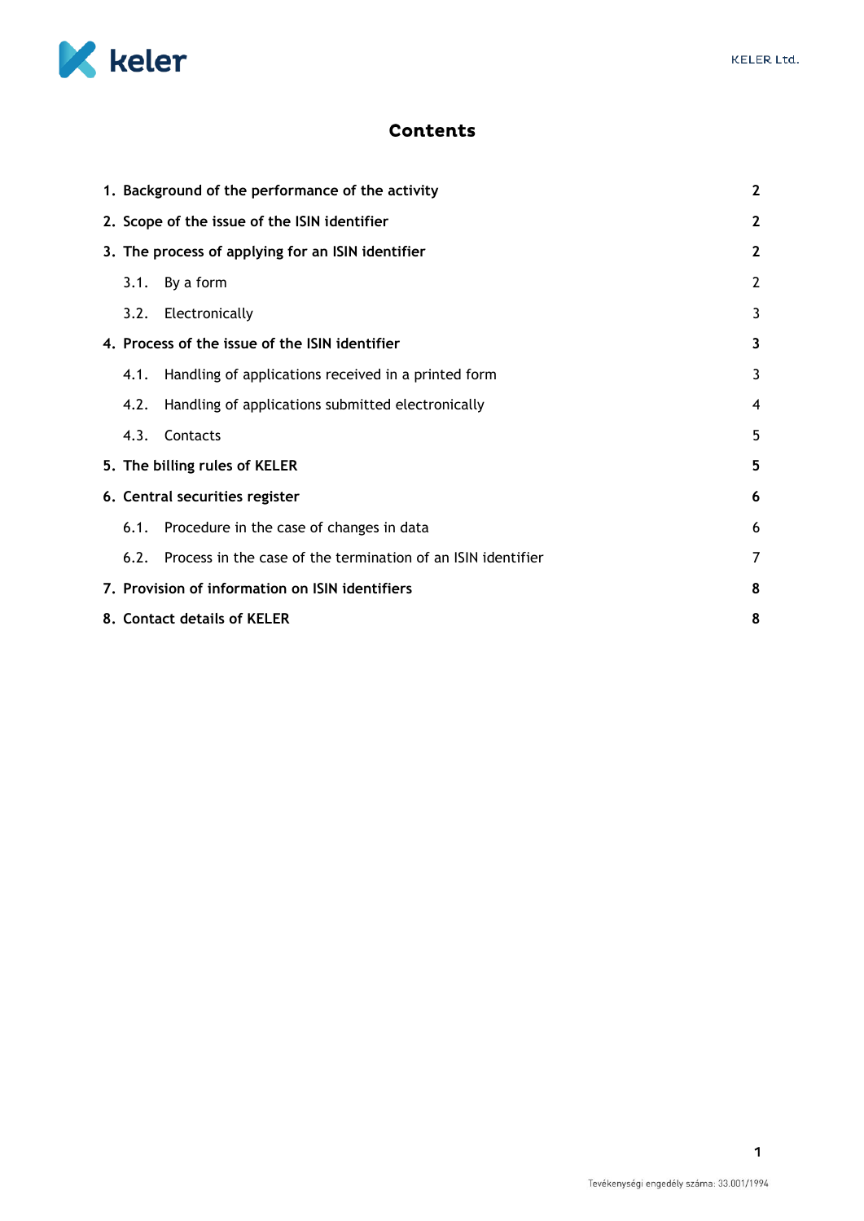# Contents

| | |
|---|---|
| **1. Background of the performance of the activity** | **2** |
| **2. Scope of the issue of the ISIN identifier** | **2** |
| **3. The process of applying for an ISIN identifier** | **2** |
| 3.1. By a form | 2 |
| 3.2. Electronically | 3 |
| **4. Process of the issue of the ISIN identifier** | **3** |
| 4.1. Handling of applications received in a printed form | 3 |
| 4.2. Handling of applications submitted electronically | 4 |
| 4.3. Contacts | 5 |
| **5. The billing rules of KELER** | **5** |
| **6. Central securities register** | **6** |
| 6.1. Procedure in the case of changes in data | 6 |
| 6.2. Process in the case of the termination of an ISIN identifier | 7 |
| **7. Provision of information on ISIN identifiers** | **8** |
| **8. Contact details of KELER** | **8** |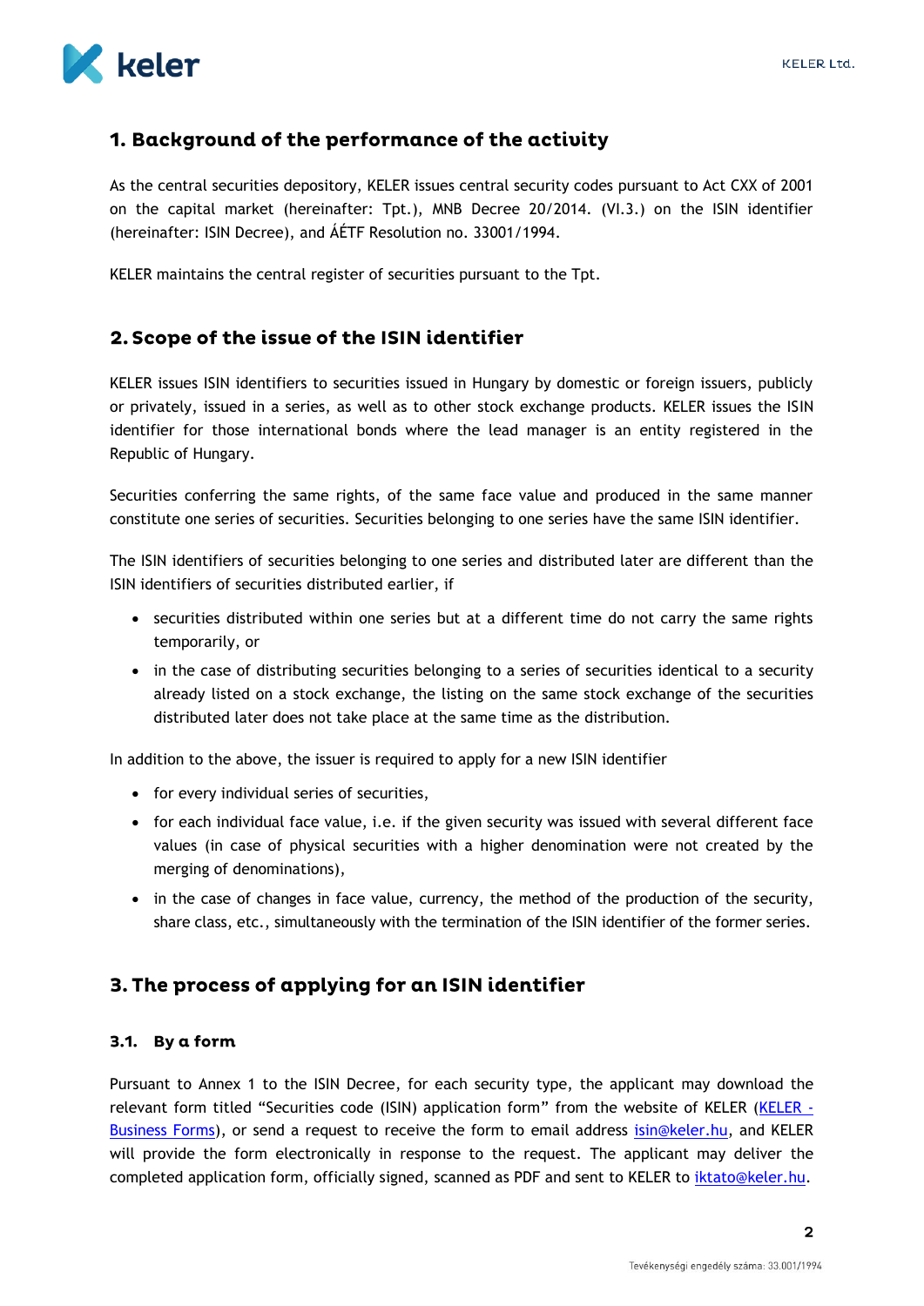## 1. Background of the performance of the activity

As the central securities depository, KELER issues central security codes pursuant to Act CXX of 2001 on the capital market (hereinafter: Tpt.), MNB Decree 20/2014. (VI.3.) on the ISIN identifier (hereinafter: ISIN Decree), and ÁÉTF Resolution no. 33001/1994.

KELER maintains the central register of securities pursuant to the Tpt.

## 2. Scope of the issue of the ISIN identifier

KELER issues ISIN identifiers to securities issued in Hungary by domestic or foreign issuers, publicly or privately, issued in a series, as well as to other stock exchange products. KELER issues the ISIN identifier for those international bonds where the lead manager is an entity registered in the Republic of Hungary.

Securities conferring the same rights, of the same face value and produced in the same manner constitute one series of securities. Securities belonging to one series have the same ISIN identifier.

The ISIN identifiers of securities belonging to one series and distributed later are different than the ISIN identifiers of securities distributed earlier, if

- securities distributed within one series but at a different time do not carry the same rights temporarily, or
- in the case of distributing securities belonging to a series of securities identical to a security already listed on a stock exchange, the listing on the same stock exchange of the securities distributed later does not take place at the same time as the distribution.

In addition to the above, the issuer is required to apply for a new ISIN identifier

- for every individual series of securities,
- for each individual face value, i.e. if the given security was issued with several different face values (in case of physical securities with a higher denomination were not created by the merging of denominations),
- in the case of changes in face value, currency, the method of the production of the security, share class, etc., simultaneously with the termination of the ISIN identifier of the former series.

## 3. The process of applying for an ISIN identifier

### 3.1. By a form

Pursuant to Annex 1 to the ISIN Decree, for each security type, the applicant may download the relevant form titled "Securities code (ISIN) application form" from the website of KELER (KELER - Business Forms), or send a request to receive the form to email address isin@keler.hu, and KELER will provide the form electronically in response to the request. The applicant may deliver the completed application form, officially signed, scanned as PDF and sent to KELER to iktato@keler.hu.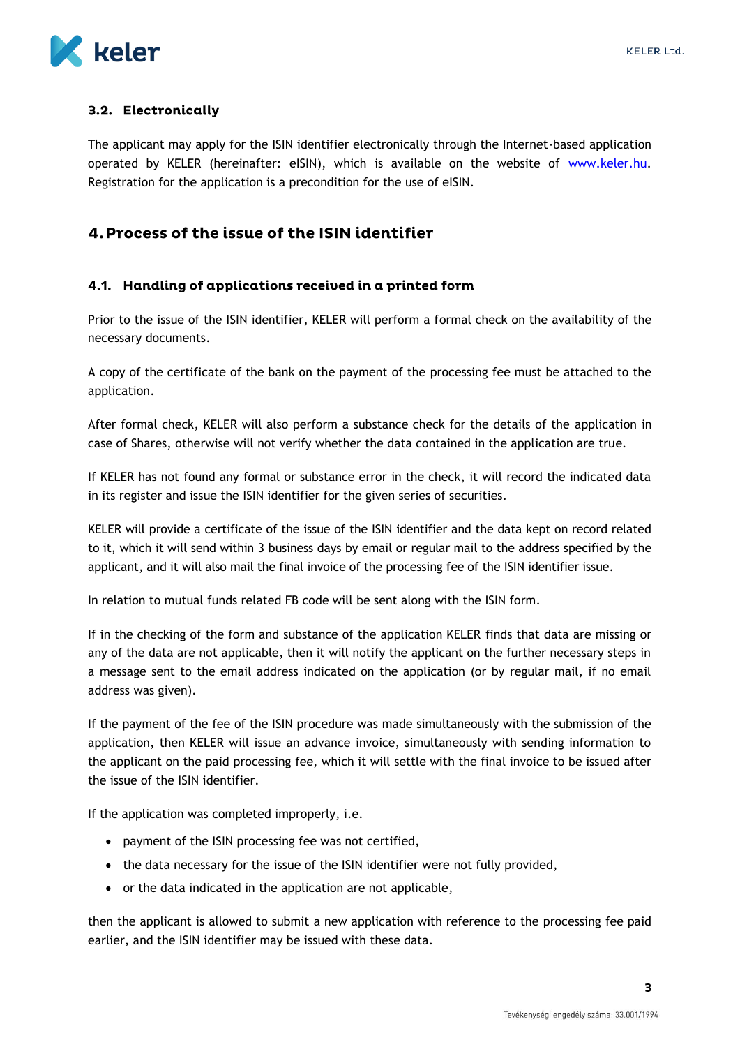### 3.2. Electronically

The applicant may apply for the ISIN identifier electronically through the Internet-based application operated by KELER (hereinafter: eISIN), which is available on the website of www.keler.hu. Registration for the application is a precondition for the use of eISIN.

## 4. Process of the issue of the ISIN identifier

### 4.1. Handling of applications received in a printed form

Prior to the issue of the ISIN identifier, KELER will perform a formal check on the availability of the necessary documents.

A copy of the certificate of the bank on the payment of the processing fee must be attached to the application.

After formal check, KELER will also perform a substance check for the details of the application in case of Shares, otherwise will not verify whether the data contained in the application are true.

If KELER has not found any formal or substance error in the check, it will record the indicated data in its register and issue the ISIN identifier for the given series of securities.

KELER will provide a certificate of the issue of the ISIN identifier and the data kept on record related to it, which it will send within 3 business days by email or regular mail to the address specified by the applicant, and it will also mail the final invoice of the processing fee of the ISIN identifier issue.

In relation to mutual funds related FB code will be sent along with the ISIN form.

If in the checking of the form and substance of the application KELER finds that data are missing or any of the data are not applicable, then it will notify the applicant on the further necessary steps in a message sent to the email address indicated on the application (or by regular mail, if no email address was given).

If the payment of the fee of the ISIN procedure was made simultaneously with the submission of the application, then KELER will issue an advance invoice, simultaneously with sending information to the applicant on the paid processing fee, which it will settle with the final invoice to be issued after the issue of the ISIN identifier.

If the application was completed improperly, i.e.

- payment of the ISIN processing fee was not certified,
- the data necessary for the issue of the ISIN identifier were not fully provided,
- or the data indicated in the application are not applicable,

then the applicant is allowed to submit a new application with reference to the processing fee paid earlier, and the ISIN identifier may be issued with these data.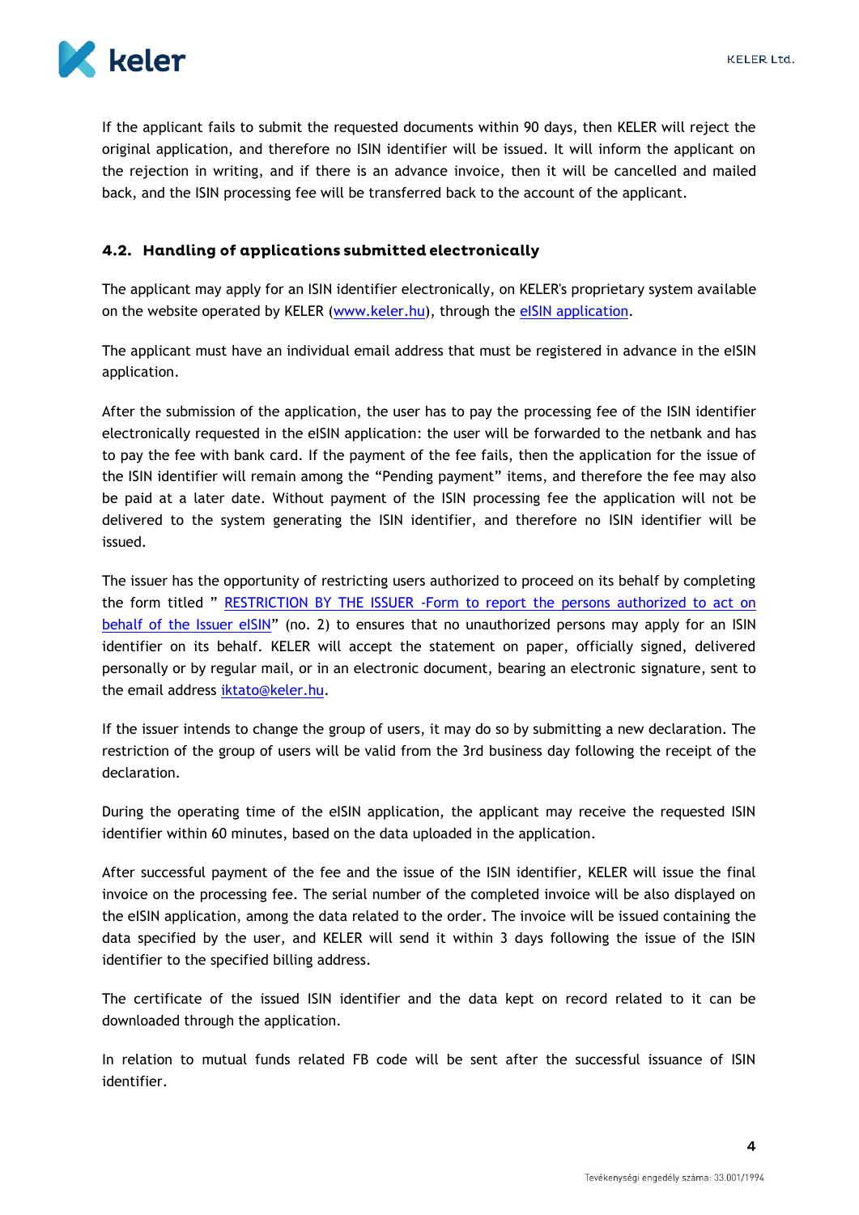If the applicant fails to submit the requested documents within 90 days, then KELER will reject the original application, and therefore no ISIN identifier will be issued. It will inform the applicant on the rejection in writing, and if there is an advance invoice, then it will be cancelled and mailed back, and the ISIN processing fee will be transferred back to the account of the applicant.

## 4.2. Handling of applications submitted electronically

The applicant may apply for an ISIN identifier electronically, on KELER's proprietary system available on the website operated by KELER (www.keler.hu), through the eISIN application.

The applicant must have an individual email address that must be registered in advance in the eISIN application.

After the submission of the application, the user has to pay the processing fee of the ISIN identifier electronically requested in the eISIN application: the user will be forwarded to the netbank and has to pay the fee with bank card. If the payment of the fee fails, then the application for the issue of the ISIN identifier will remain among the "Pending payment" items, and therefore the fee may also be paid at a later date. Without payment of the ISIN processing fee the application will not be delivered to the system generating the ISIN identifier, and therefore no ISIN identifier will be issued.

The issuer has the opportunity of restricting users authorized to proceed on its behalf by completing the form titled " RESTRICTION BY THE ISSUER -Form to report the persons authorized to act on behalf of the Issuer eISIN" (no. 2) to ensures that no unauthorized persons may apply for an ISIN identifier on its behalf. KELER will accept the statement on paper, officially signed, delivered personally or by regular mail, or in an electronic document, bearing an electronic signature, sent to the email address iktato@keler.hu.

If the issuer intends to change the group of users, it may do so by submitting a new declaration. The restriction of the group of users will be valid from the 3rd business day following the receipt of the declaration.

During the operating time of the eISIN application, the applicant may receive the requested ISIN identifier within 60 minutes, based on the data uploaded in the application.

After successful payment of the fee and the issue of the ISIN identifier, KELER will issue the final invoice on the processing fee. The serial number of the completed invoice will be also displayed on the eISIN application, among the data related to the order. The invoice will be issued containing the data specified by the user, and KELER will send it within 3 days following the issue of the ISIN identifier to the specified billing address.

The certificate of the issued ISIN identifier and the data kept on record related to it can be downloaded through the application.

In relation to mutual funds related FB code will be sent after the successful issuance of ISIN identifier.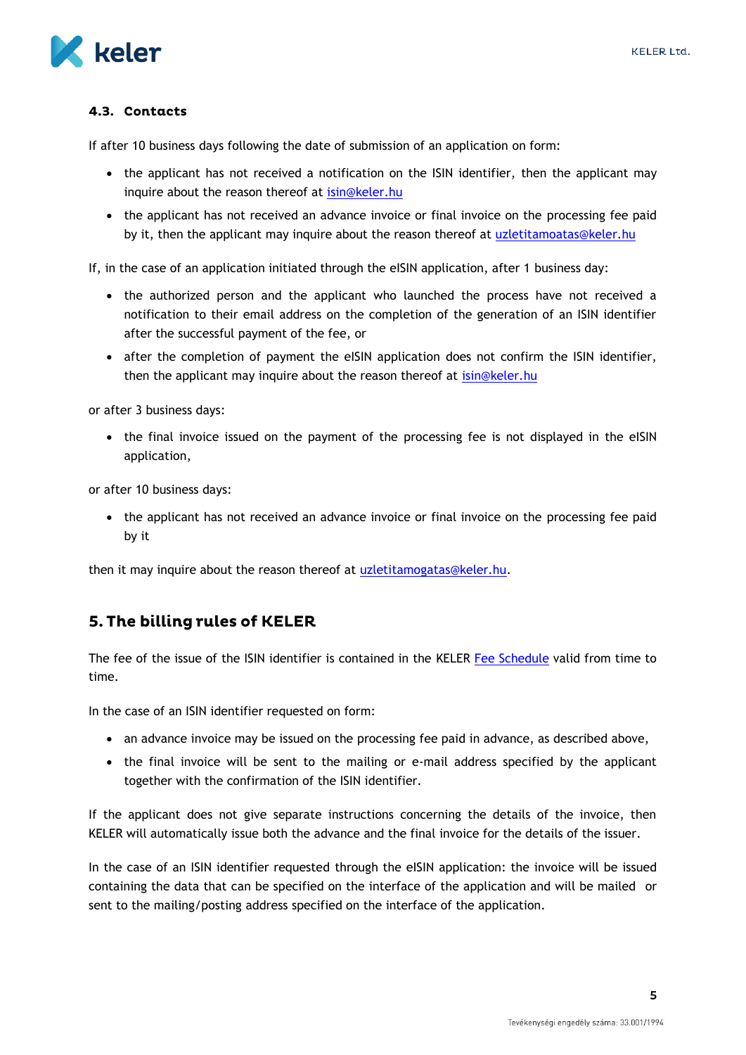### 4.3. Contacts

If after 10 business days following the date of submission of an application on form:

- the applicant has not received a notification on the ISIN identifier, then the applicant may inquire about the reason thereof at isin@keler.hu
- the applicant has not received an advance invoice or final invoice on the processing fee paid by it, then the applicant may inquire about the reason thereof at uzletitamoatas@keler.hu

If, in the case of an application initiated through the eISIN application, after 1 business day:

- the authorized person and the applicant who launched the process have not received a notification to their email address on the completion of the generation of an ISIN identifier after the successful payment of the fee, or
- after the completion of payment the eISIN application does not confirm the ISIN identifier, then the applicant may inquire about the reason thereof at isin@keler.hu

or after 3 business days:

- the final invoice issued on the payment of the processing fee is not displayed in the eISIN application,

or after 10 business days:

- the applicant has not received an advance invoice or final invoice on the processing fee paid by it

then it may inquire about the reason thereof at uzletitamogatas@keler.hu.

## 5. The billing rules of KELER

The fee of the issue of the ISIN identifier is contained in the KELER Fee Schedule valid from time to time.

In the case of an ISIN identifier requested on form:

- an advance invoice may be issued on the processing fee paid in advance, as described above,
- the final invoice will be sent to the mailing or e-mail address specified by the applicant together with the confirmation of the ISIN identifier.

If the applicant does not give separate instructions concerning the details of the invoice, then KELER will automatically issue both the advance and the final invoice for the details of the issuer.

In the case of an ISIN identifier requested through the eISIN application: the invoice will be issued containing the data that can be specified on the interface of the application and will be mailed or sent to the mailing/posting address specified on the interface of the application.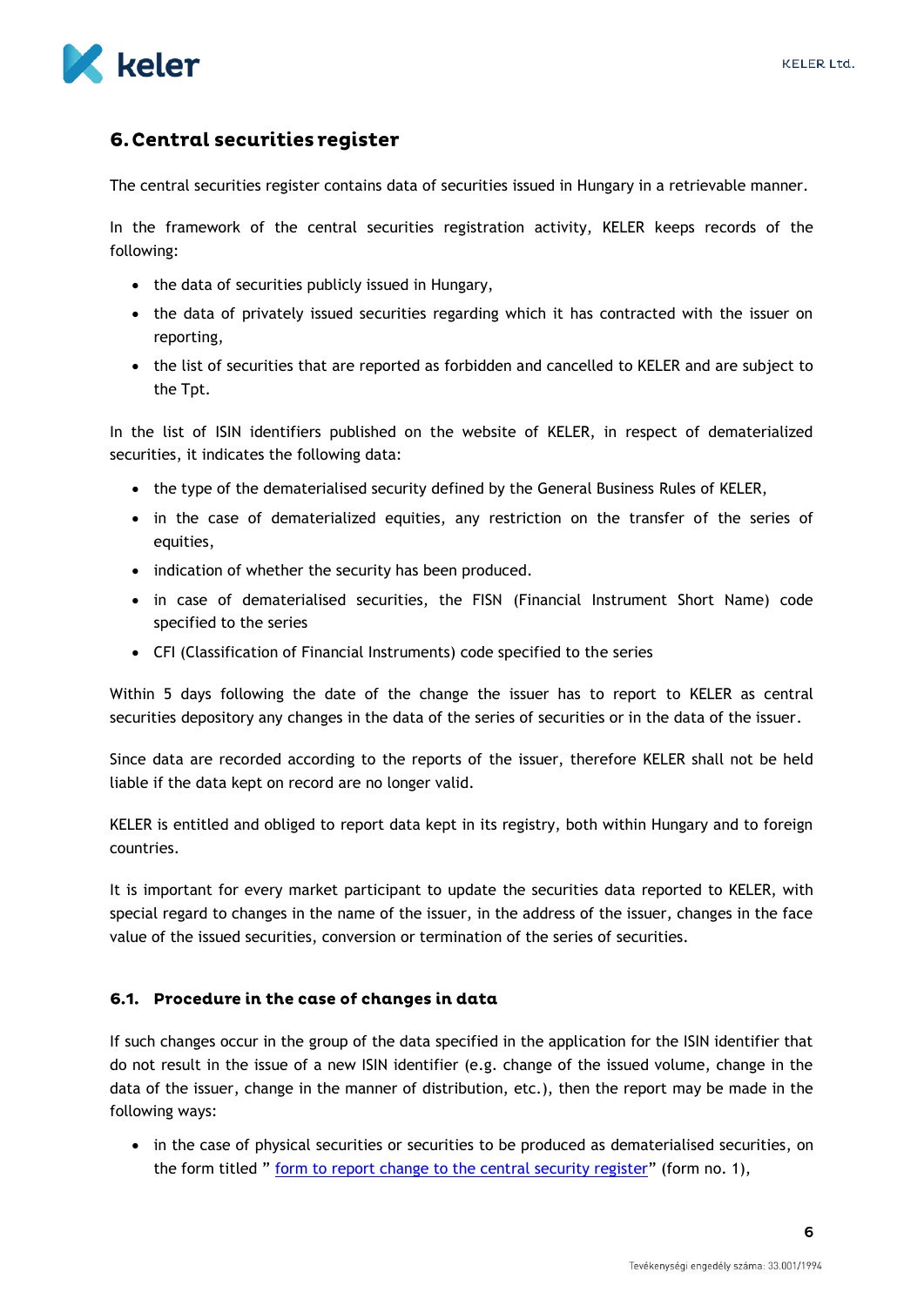## 6. Central securities register

The central securities register contains data of securities issued in Hungary in a retrievable manner.

In the framework of the central securities registration activity, KELER keeps records of the following:

- the data of securities publicly issued in Hungary,
- the data of privately issued securities regarding which it has contracted with the issuer on reporting,
- the list of securities that are reported as forbidden and cancelled to KELER and are subject to the Tpt.

In the list of ISIN identifiers published on the website of KELER, in respect of dematerialized securities, it indicates the following data:

- the type of the dematerialised security defined by the General Business Rules of KELER,
- in the case of dematerialized equities, any restriction on the transfer of the series of equities,
- indication of whether the security has been produced.
- in case of dematerialised securities, the FISN (Financial Instrument Short Name) code specified to the series
- CFI (Classification of Financial Instruments) code specified to the series

Within 5 days following the date of the change the issuer has to report to KELER as central securities depository any changes in the data of the series of securities or in the data of the issuer.

Since data are recorded according to the reports of the issuer, therefore KELER shall not be held liable if the data kept on record are no longer valid.

KELER is entitled and obliged to report data kept in its registry, both within Hungary and to foreign countries.

It is important for every market participant to update the securities data reported to KELER, with special regard to changes in the name of the issuer, in the address of the issuer, changes in the face value of the issued securities, conversion or termination of the series of securities.

### 6.1. Procedure in the case of changes in data

If such changes occur in the group of the data specified in the application for the ISIN identifier that do not result in the issue of a new ISIN identifier (e.g. change of the issued volume, change in the data of the issuer, change in the manner of distribution, etc.), then the report may be made in the following ways:

- in the case of physical securities or securities to be produced as dematerialised securities, on the form titled " form to report change to the central security register" (form no. 1),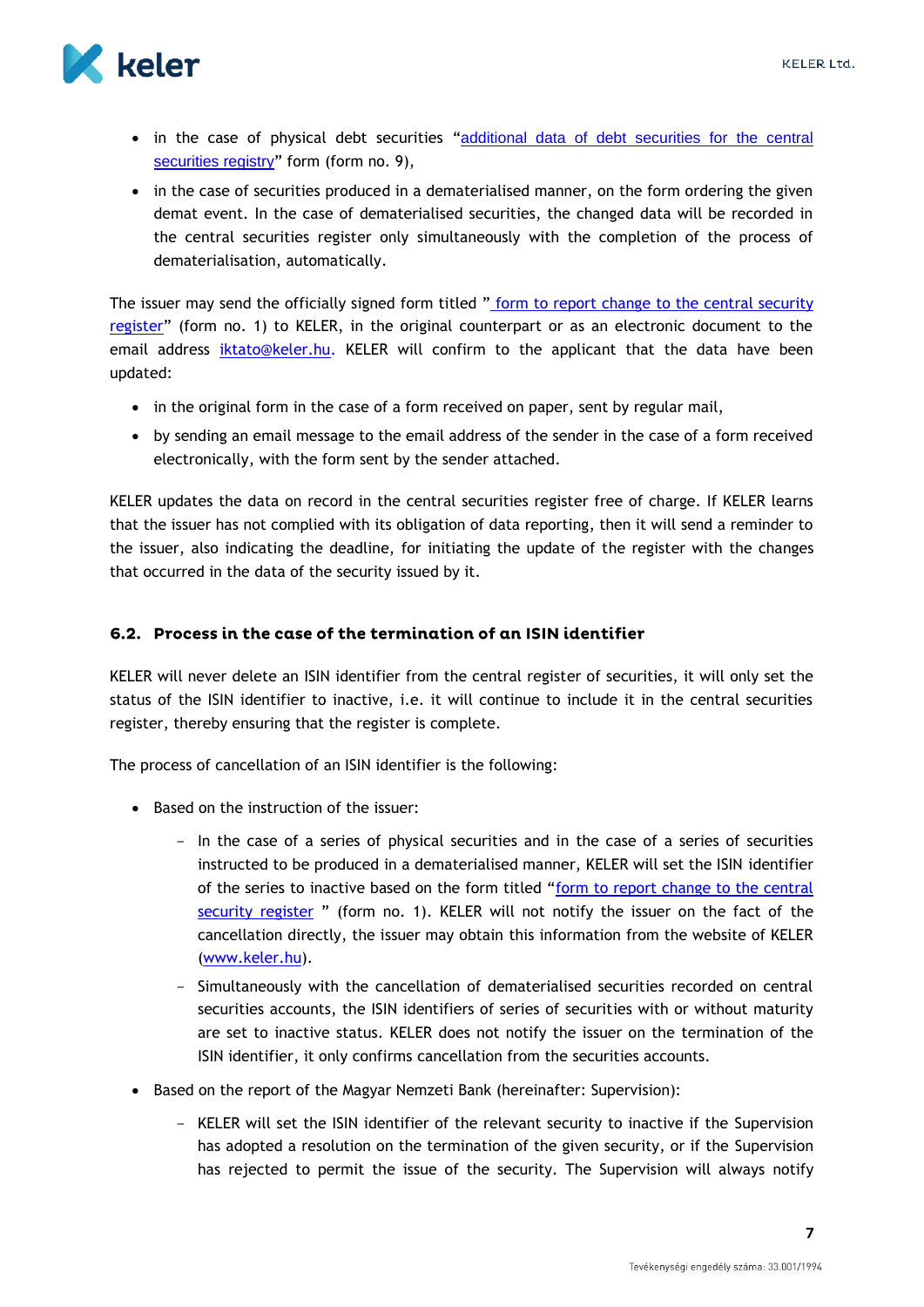- in the case of physical debt securities "additional data of debt securities for the central securities registry" form (form no. 9),
- in the case of securities produced in a dematerialised manner, on the form ordering the given demat event. In the case of dematerialised securities, the changed data will be recorded in the central securities register only simultaneously with the completion of the process of dematerialisation, automatically.

The issuer may send the officially signed form titled " form to report change to the central security register" (form no. 1) to KELER, in the original counterpart or as an electronic document to the email address iktato@keler.hu. KELER will confirm to the applicant that the data have been updated:

- in the original form in the case of a form received on paper, sent by regular mail,
- by sending an email message to the email address of the sender in the case of a form received electronically, with the form sent by the sender attached.

KELER updates the data on record in the central securities register free of charge. If KELER learns that the issuer has not complied with its obligation of data reporting, then it will send a reminder to the issuer, also indicating the deadline, for initiating the update of the register with the changes that occurred in the data of the security issued by it.

### 6.2. Process in the case of the termination of an ISIN identifier

KELER will never delete an ISIN identifier from the central register of securities, it will only set the status of the ISIN identifier to inactive, i.e. it will continue to include it in the central securities register, thereby ensuring that the register is complete.

The process of cancellation of an ISIN identifier is the following:

- Based on the instruction of the issuer:
  - In the case of a series of physical securities and in the case of a series of securities instructed to be produced in a dematerialised manner, KELER will set the ISIN identifier of the series to inactive based on the form titled "form to report change to the central security register " (form no. 1). KELER will not notify the issuer on the fact of the cancellation directly, the issuer may obtain this information from the website of KELER (www.keler.hu).
  - Simultaneously with the cancellation of dematerialised securities recorded on central securities accounts, the ISIN identifiers of series of securities with or without maturity are set to inactive status. KELER does not notify the issuer on the termination of the ISIN identifier, it only confirms cancellation from the securities accounts.
- Based on the report of the Magyar Nemzeti Bank (hereinafter: Supervision):
  - KELER will set the ISIN identifier of the relevant security to inactive if the Supervision has adopted a resolution on the termination of the given security, or if the Supervision has rejected to permit the issue of the security. The Supervision will always notify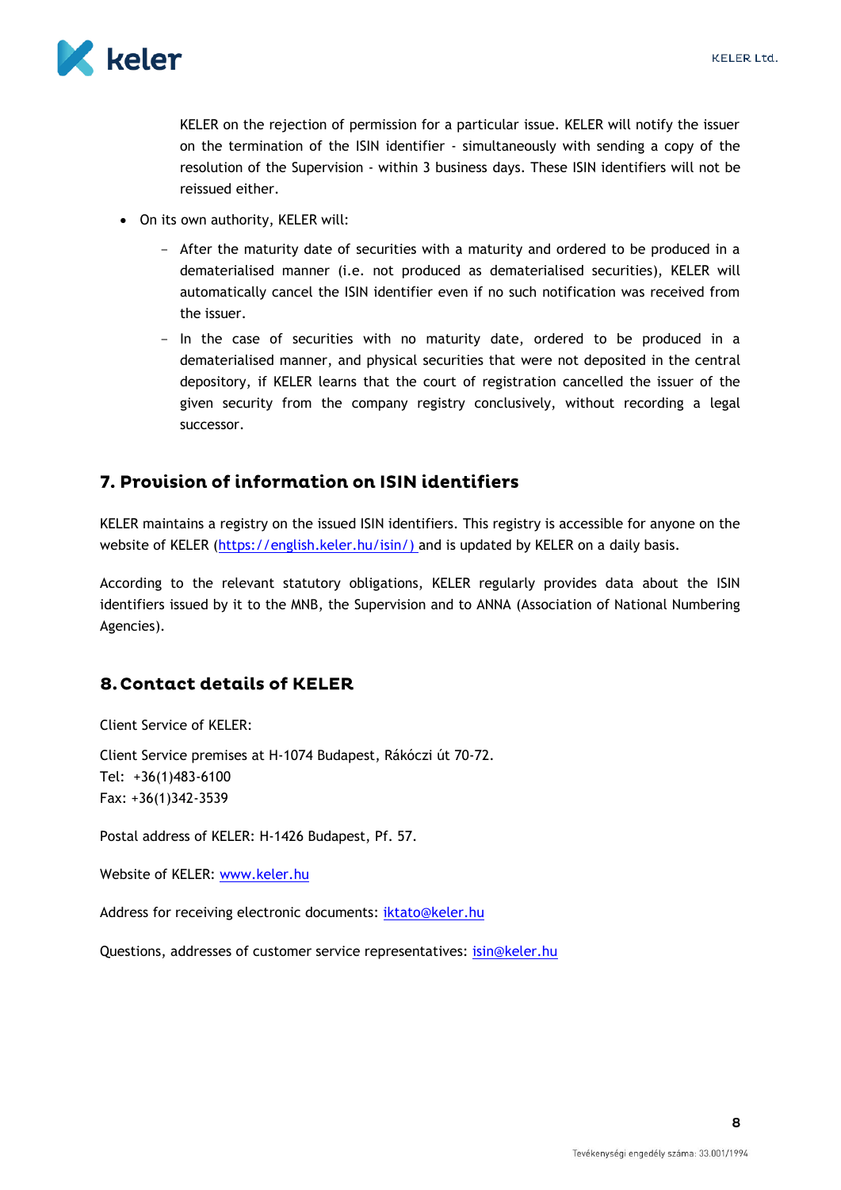KELER on the rejection of permission for a particular issue. KELER will notify the issuer on the termination of the ISIN identifier - simultaneously with sending a copy of the resolution of the Supervision - within 3 business days. These ISIN identifiers will not be reissued either.

- On its own authority, KELER will:
  - After the maturity date of securities with a maturity and ordered to be produced in a dematerialised manner (i.e. not produced as dematerialised securities), KELER will automatically cancel the ISIN identifier even if no such notification was received from the issuer.
  - In the case of securities with no maturity date, ordered to be produced in a dematerialised manner, and physical securities that were not deposited in the central depository, if KELER learns that the court of registration cancelled the issuer of the given security from the company registry conclusively, without recording a legal successor.

## 7. Provision of information on ISIN identifiers

KELER maintains a registry on the issued ISIN identifiers. This registry is accessible for anyone on the website of KELER (https://english.keler.hu/isin/) and is updated by KELER on a daily basis.

According to the relevant statutory obligations, KELER regularly provides data about the ISIN identifiers issued by it to the MNB, the Supervision and to ANNA (Association of National Numbering Agencies).

## 8. Contact details of KELER

Client Service of KELER:

Client Service premises at H-1074 Budapest, Rákóczi út 70-72.
Tel: +36(1)483-6100
Fax: +36(1)342-3539

Postal address of KELER: H-1426 Budapest, Pf. 57.

Website of KELER: www.keler.hu

Address for receiving electronic documents: iktato@keler.hu

Questions, addresses of customer service representatives: isin@keler.hu